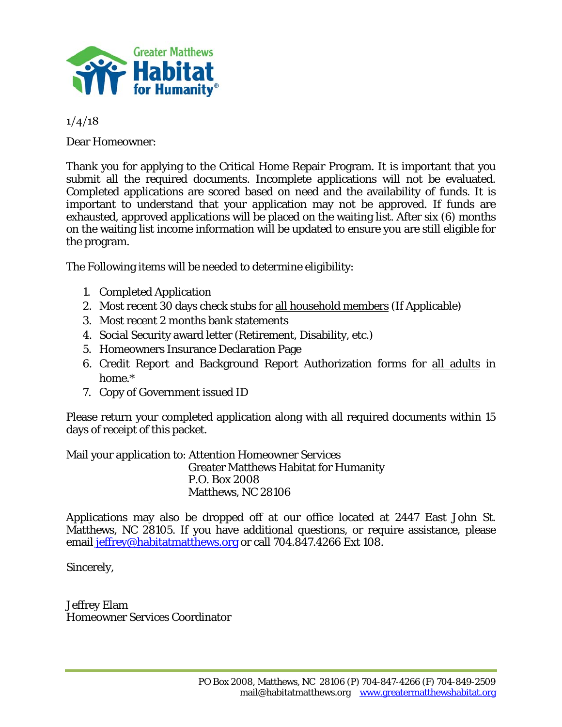Greater Matthews Habitat for Humanity®

1/4/18

Dear Homeowner:

Thank you for applying to the Critical Home Repair Program. It is important that you submit all the required documents. Incomplete applications will not be evaluated. Completed applications are scored based on need and the availability of funds. It is important to understand that your application may not be approved. If funds are exhausted, approved applications will be placed on the waiting list. After six (6) months on the waiting list income information will be updated to ensure you are still eligible for the program.

The Following items will be needed to determine eligibility:

1. Completed Application
2. Most recent 30 days check stubs for <u>all household members</u> (If Applicable)
3. Most recent 2 months bank statements
4. Social Security award letter (Retirement, Disability, etc.)
5. Homeowners Insurance Declaration Page
6. Credit Report and Background Report Authorization forms for <u>all adults</u> in home.*
7. Copy of Government issued ID

Please return your completed application along with all required documents within 15 days of receipt of this packet.

Mail your application to: Attention Homeowner Services
Greater Matthews Habitat for Humanity
P.O. Box 2008
Matthews, NC 28106

Applications may also be dropped off at our office located at 2447 East John St. Matthews, NC 28105. If you have additional questions, or require assistance, please email jeffrey@habitatmatthews.org or call 704.847.4266 Ext 108.

Sincerely,

Jeffrey Elam
Homeowner Services Coordinator

PO Box 2008, Matthews, NC 28106 (P) 704-847-4266 (F) 704-849-2509
mail@habitatmatthews.org www.greatermatthewshabitat.org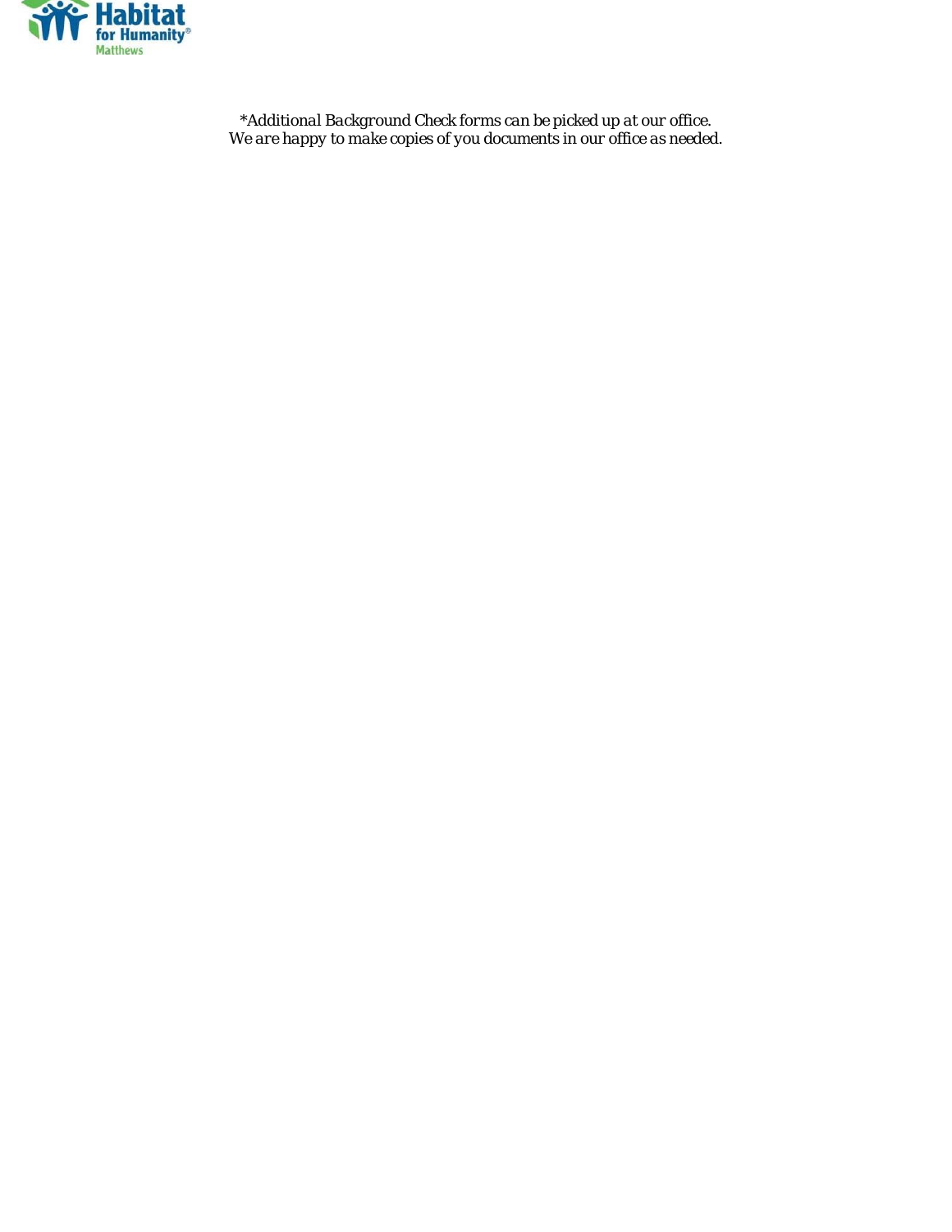*Additional Background Check forms can be picked up at our office.
We are happy to make copies of you documents in our office as needed.*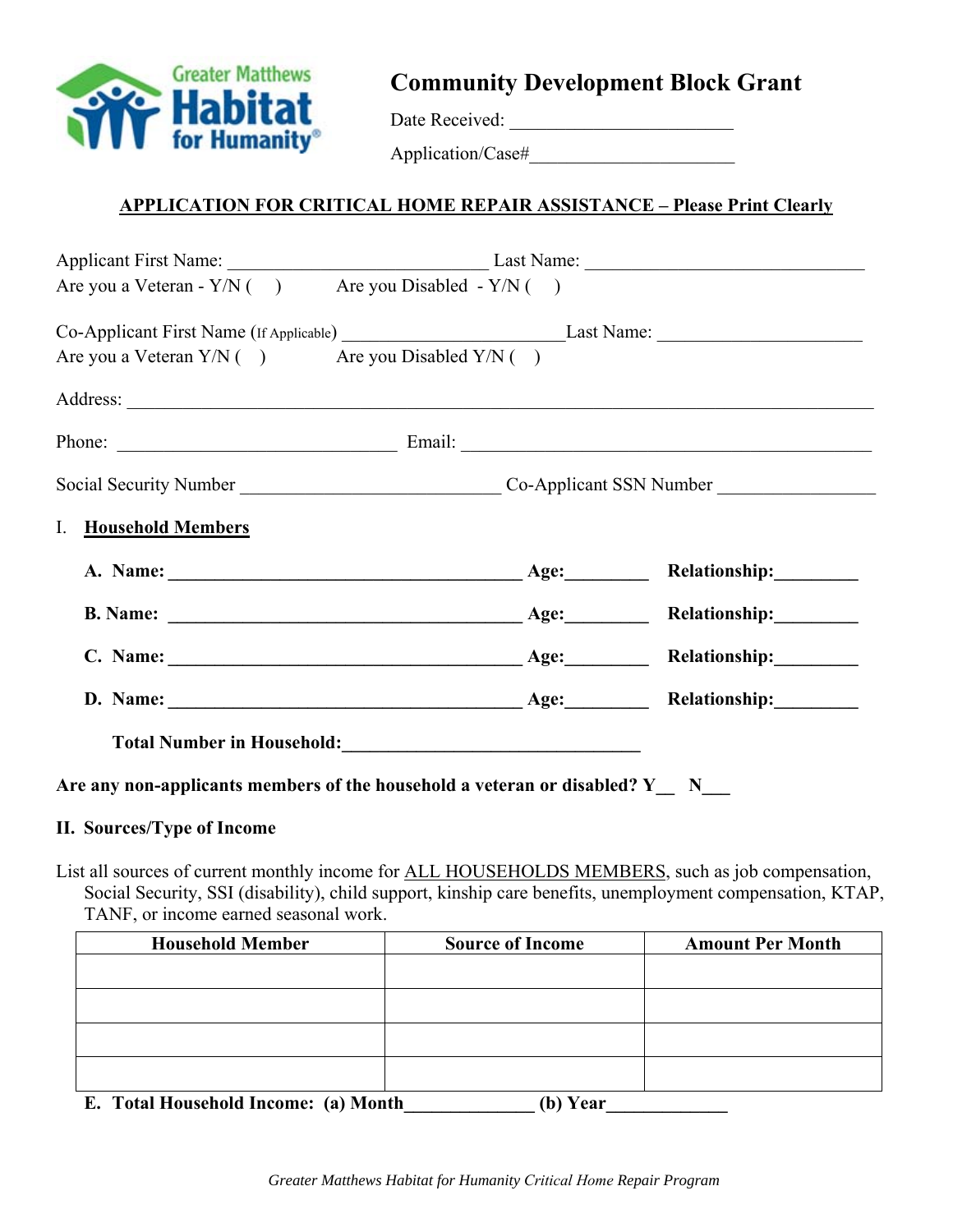Greater Matthews Habitat for Humanity

# Community Development Block Grant

Date Received: ________________________

Application/Case#______________________

## APPLICATION FOR CRITICAL HOME REPAIR ASSISTANCE – Please Print Clearly

Applicant First Name: ____________________________ Last Name: ______________________________

Are you a Veteran - Y/N ( ) Are you Disabled - Y/N ( )

Co-Applicant First Name (If Applicable) _______________________Last Name: ______________________

Are you a Veteran Y/N ( ) Are you Disabled Y/N ( )

Address: ________________________________________________________________________________

Phone: ______________________________ Email: ____________________________________________

Social Security Number ____________________________ Co-Applicant SSN Number _________________

I. **Household Members**

**A. Name:** ______________________________________ **Age:**________ **Relationship:**________

**B. Name:** ______________________________________ **Age:**________ **Relationship:**________

**C. Name:** ______________________________________ **Age:**________ **Relationship:**________

**D. Name:** ______________________________________ **Age:**________ **Relationship:**________

**Total Number in Household:**________________________________

**Are any non-applicants members of the household a veteran or disabled? Y__ N___**

**II. Sources/Type of Income**

List all sources of current monthly income for ALL HOUSEHOLDS MEMBERS, such as job compensation, Social Security, SSI (disability), child support, kinship care benefits, unemployment compensation, KTAP, TANF, or income earned seasonal work.

| Household Member | Source of Income | Amount Per Month |
|---|---|---|
| | | |
| | | |
| | | |
| | | |

**E. Total Household Income: (a) Month**_____________ **(b) Year**____________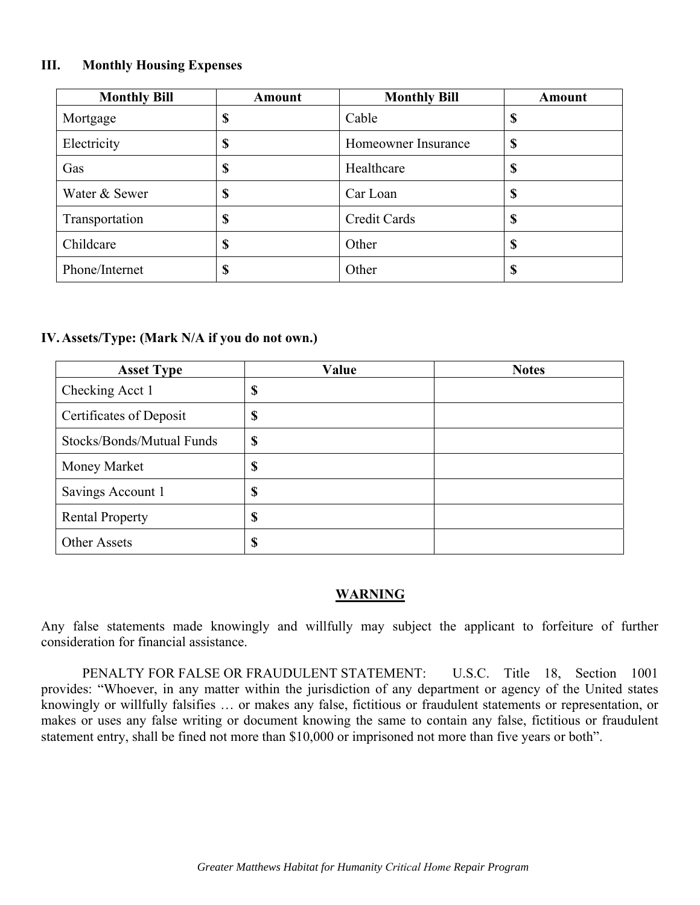### III. Monthly Housing Expenses

| Monthly Bill | Amount | Monthly Bill | Amount |
|---|---|---|---|
| Mortgage | $ | Cable | $ |
| Electricity | $ | Homeowner Insurance | $ |
| Gas | $ | Healthcare | $ |
| Water & Sewer | $ | Car Loan | $ |
| Transportation | $ | Credit Cards | $ |
| Childcare | $ | Other | $ |
| Phone/Internet | $ | Other | $ |

### IV. Assets/Type: (Mark N/A if you do not own.)

| Asset Type | Value | Notes |
|---|---|---|
| Checking Acct 1 | $ | |
| Certificates of Deposit | $ | |
| Stocks/Bonds/Mutual Funds | $ | |
| Money Market | $ | |
| Savings Account 1 | $ | |
| Rental Property | $ | |
| Other Assets | $ | |

**WARNING**

Any false statements made knowingly and willfully may subject the applicant to forfeiture of further consideration for financial assistance.

PENALTY FOR FALSE OR FRAUDULENT STATEMENT: U.S.C. Title 18, Section 1001 provides: "Whoever, in any matter within the jurisdiction of any department or agency of the United states knowingly or willfully falsifies … or makes any false, fictitious or fraudulent statements or representation, or makes or uses any false writing or document knowing the same to contain any false, fictitious or fraudulent statement entry, shall be fined not more than $10,000 or imprisoned not more than five years or both".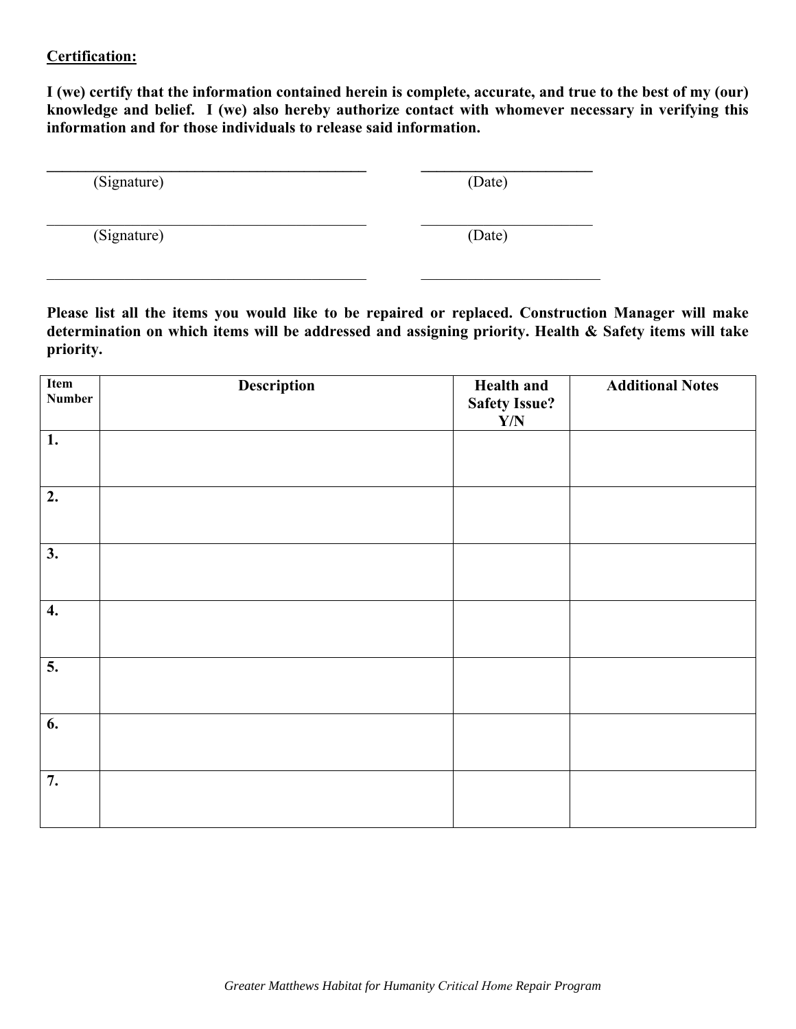**Certification:**

**I (we) certify that the information contained herein is complete, accurate, and true to the best of my (our) knowledge and belief. I (we) also hereby authorize contact with whomever necessary in verifying this information and for those individuals to release said information.**

\_\_\_\_\_\_\_\_\_\_\_\_\_\_\_\_\_\_\_\_\_\_\_\_\_\_\_\_\_\_\_\_\_\_\_\_\_\_\_\_\_\_\_ \_\_\_\_\_\_\_\_\_\_\_\_\_\_\_\_\_\_\_\_\_\_\_

(Signature) (Date)

\_\_\_\_\_\_\_\_\_\_\_\_\_\_\_\_\_\_\_\_\_\_\_\_\_\_\_\_\_\_\_\_\_\_\_\_\_\_\_\_\_\_\_ \_\_\_\_\_\_\_\_\_\_\_\_\_\_\_\_\_\_\_\_\_\_\_

(Signature) (Date)

\_\_\_\_\_\_\_\_\_\_\_\_\_\_\_\_\_\_\_\_\_\_\_\_\_\_\_\_\_\_\_\_\_\_\_\_\_\_\_\_\_\_\_ \_\_\_\_\_\_\_\_\_\_\_\_\_\_\_\_\_\_\_\_\_\_\_\_

**Please list all the items you would like to be repaired or replaced. Construction Manager will make determination on which items will be addressed and assigning priority. Health & Safety items will take priority.**

| Item Number | Description | Health and Safety Issue? Y/N | Additional Notes |
|---|---|---|---|
| 1. | | | |
| 2. | | | |
| 3. | | | |
| 4. | | | |
| 5. | | | |
| 6. | | | |
| 7. | | | |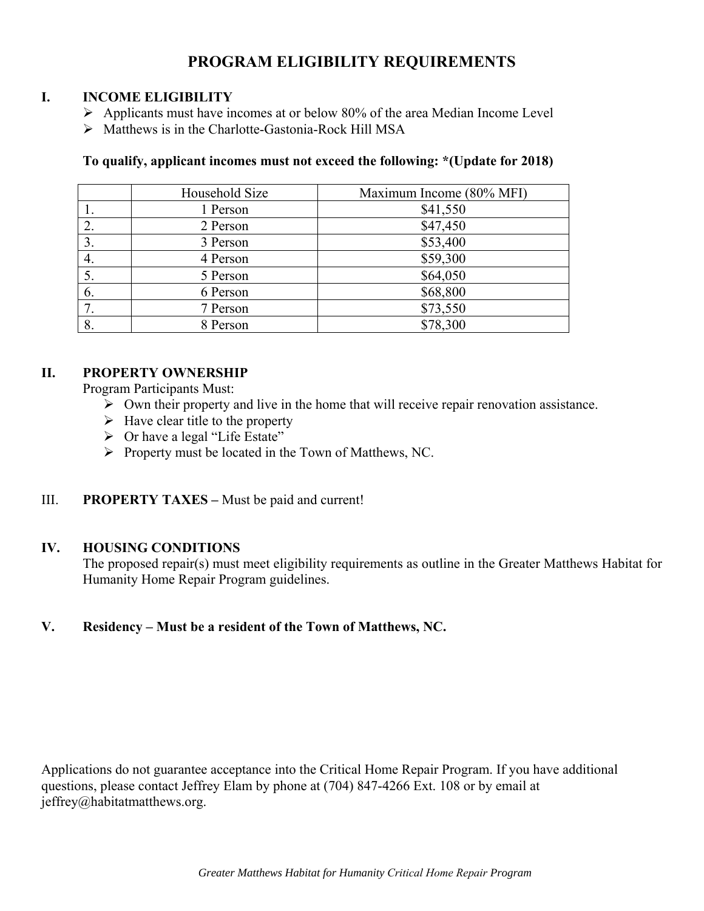# PROGRAM ELIGIBILITY REQUIREMENTS

## I. INCOME ELIGIBILITY

- Applicants must have incomes at or below 80% of the area Median Income Level
- Matthews is in the Charlotte-Gastonia-Rock Hill MSA

**To qualify, applicant incomes must not exceed the following: *(Update for 2018)**

| | Household Size | Maximum Income (80% MFI) |
|---|---|---|
| 1. | 1 Person | $41,550 |
| 2. | 2 Person | $47,450 |
| 3. | 3 Person | $53,400 |
| 4. | 4 Person | $59,300 |
| 5. | 5 Person | $64,050 |
| 6. | 6 Person | $68,800 |
| 7. | 7 Person | $73,550 |
| 8. | 8 Person | $78,300 |

## II. PROPERTY OWNERSHIP

Program Participants Must:

- Own their property and live in the home that will receive repair renovation assistance.
- Have clear title to the property
- Or have a legal "Life Estate"
- Property must be located in the Town of Matthews, NC.

## III. PROPERTY TAXES – Must be paid and current!

## IV. HOUSING CONDITIONS

The proposed repair(s) must meet eligibility requirements as outline in the Greater Matthews Habitat for Humanity Home Repair Program guidelines.

## V. Residency – Must be a resident of the Town of Matthews, NC.

Applications do not guarantee acceptance into the Critical Home Repair Program. If you have additional questions, please contact Jeffrey Elam by phone at (704) 847-4266 Ext. 108 or by email at jeffrey@habitatmatthews.org.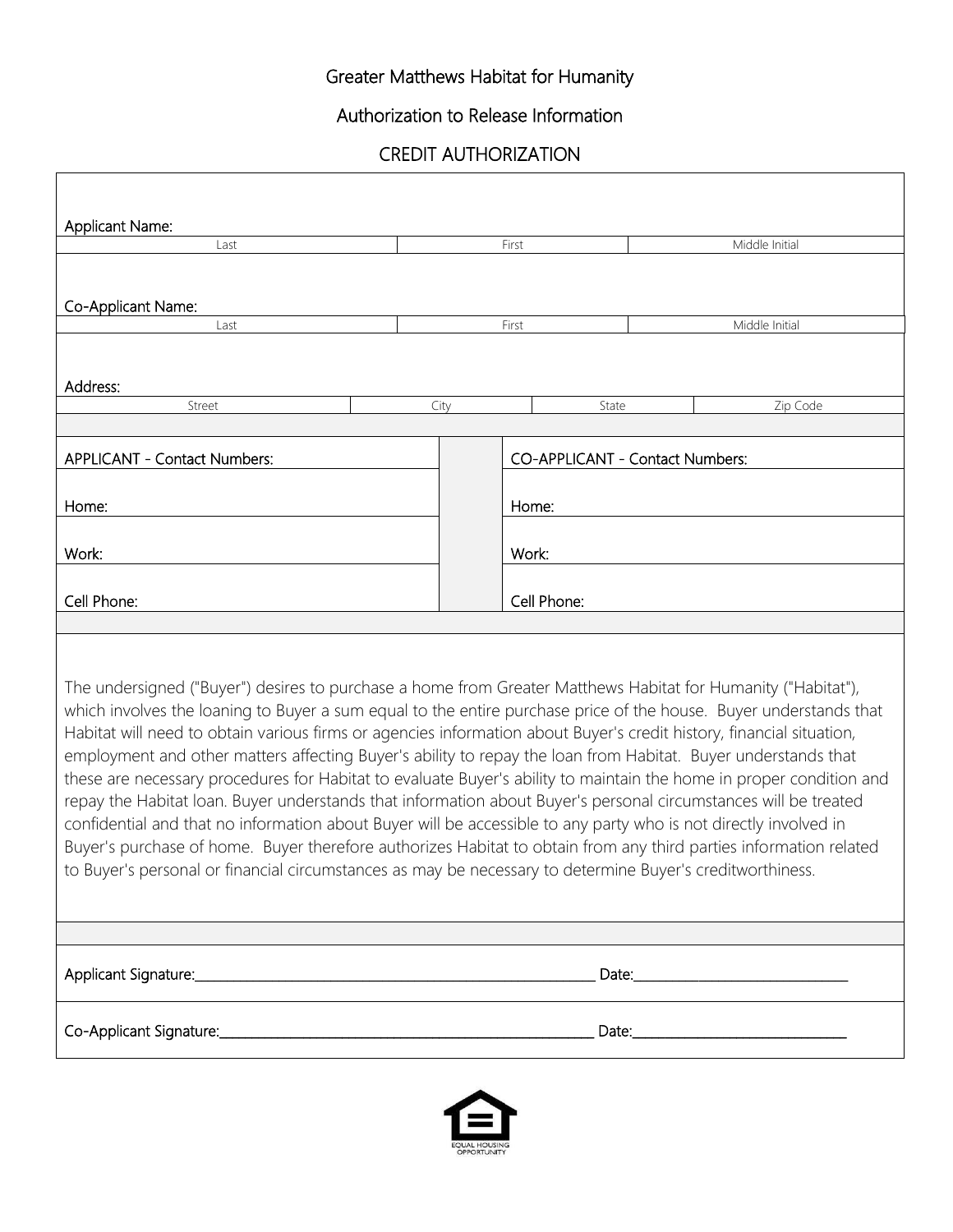# Greater Matthews Habitat for Humanity

## Authorization to Release Information

## CREDIT AUTHORIZATION

**Applicant Name:**

| Last | First | Middle Initial |
|---|---|---|
| | | |

**Co-Applicant Name:**

| Last | First | Middle Initial |
|---|---|---|
| | | |

**Address:**

| Street | City | State | Zip Code |
|---|---|---|---|
| | | | |

| APPLICANT - Contact Numbers: | CO-APPLICANT - Contact Numbers: |
|---|---|
| Home: | Home: |
| Work: | Work: |
| Cell Phone: | Cell Phone: |

The undersigned ("Buyer") desires to purchase a home from Greater Matthews Habitat for Humanity ("Habitat"), which involves the loaning to Buyer a sum equal to the entire purchase price of the house. Buyer understands that Habitat will need to obtain various firms or agencies information about Buyer's credit history, financial situation, employment and other matters affecting Buyer's ability to repay the loan from Habitat. Buyer understands that these are necessary procedures for Habitat to evaluate Buyer's ability to maintain the home in proper condition and repay the Habitat loan. Buyer understands that information about Buyer's personal circumstances will be treated confidential and that no information about Buyer will be accessible to any party who is not directly involved in Buyer's purchase of home. Buyer therefore authorizes Habitat to obtain from any third parties information related to Buyer's personal or financial circumstances as may be necessary to determine Buyer's creditworthiness.

Applicant Signature:______________________________ Date:______________________

Co-Applicant Signature:______________________________ Date:______________________

EQUAL HOUSING OPPORTUNITY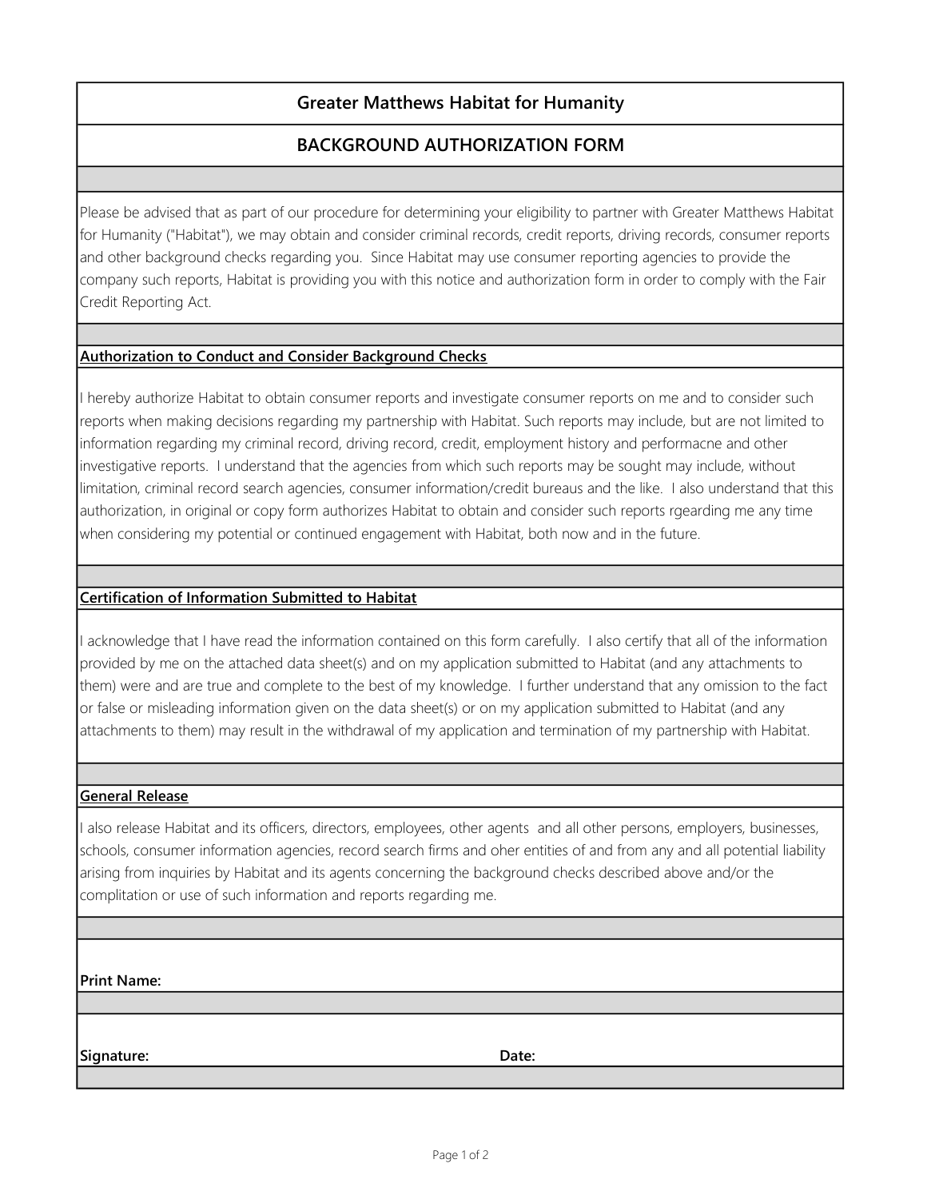# Greater Matthews Habitat for Humanity

## BACKGROUND AUTHORIZATION FORM

Please be advised that as part of our procedure for determining your eligibility to partner with Greater Matthews Habitat for Humanity ("Habitat"), we may obtain and consider criminal records, credit reports, driving records, consumer reports and other background checks regarding you. Since Habitat may use consumer reporting agencies to provide the company such reports, Habitat is providing you with this notice and authorization form in order to comply with the Fair Credit Reporting Act.

**Authorization to Conduct and Consider Background Checks**

I hereby authorize Habitat to obtain consumer reports and investigate consumer reports on me and to consider such reports when making decisions regarding my partnership with Habitat. Such reports may include, but are not limited to information regarding my criminal record, driving record, credit, employment history and performacne and other investigative reports. I understand that the agencies from which such reports may be sought may include, without limitation, criminal record search agencies, consumer information/credit bureaus and the like. I also understand that this authorization, in original or copy form authorizes Habitat to obtain and consider such reports rgearding me any time when considering my potential or continued engagement with Habitat, both now and in the future.

**Certification of Information Submitted to Habitat**

I acknowledge that I have read the information contained on this form carefully. I also certify that all of the information provided by me on the attached data sheet(s) and on my application submitted to Habitat (and any attachments to them) were and are true and complete to the best of my knowledge. I further understand that any omission to the fact or false or misleading information given on the data sheet(s) or on my application submitted to Habitat (and any attachments to them) may result in the withdrawal of my application and termination of my partnership with Habitat.

**General Release**

I also release Habitat and its officers, directors, employees, other agents and all other persons, employers, businesses, schools, consumer information agencies, record search firms and oher entities of and from any and all potential liability arising from inquiries by Habitat and its agents concerning the background checks described above and/or the complitation or use of such information and reports regarding me.

**Print Name:**

**Signature:** **Date:**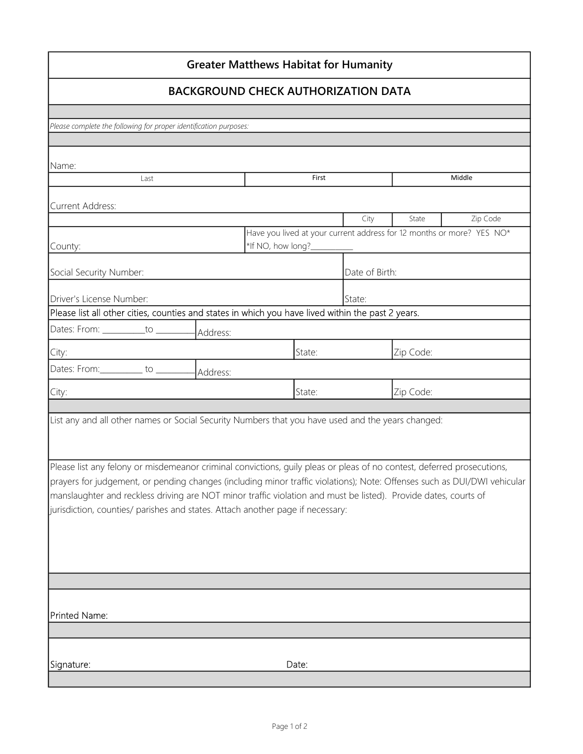# Greater Matthews Habitat for Humanity

## BACKGROUND CHECK AUTHORIZATION DATA

*Please complete the following for proper identification purposes:*

Name:

| Last | First | Middle |
|---|---|---|

Current Address:

| | City | State | Zip Code |
|---|---|---|---|

County:

Have you lived at your current address for 12 months or more? YES NO*
*If NO, how long?___________

Social Security Number: Date of Birth:

Driver's License Number: State:

Please list all other cities, counties and states in which you have lived within the past 2 years.

Dates: From: __________to _________ Address:

City: State: Zip Code:

Dates: From:__________ to _________ Address:

City: State: Zip Code:

List any and all other names or Social Security Numbers that you have used and the years changed:

Please list any felony or misdemeanor criminal convictions, guily pleas or pleas of no contest, deferred prosecutions, prayers for judgement, or pending changes (including minor traffic violations); Note: Offenses such as DUI/DWI vehicular manslaughter and reckless driving are NOT minor traffic violation and must be listed). Provide dates, courts of jurisdiction, counties/ parishes and states. Attach another page if necessary:

Printed Name:

Signature: Date: